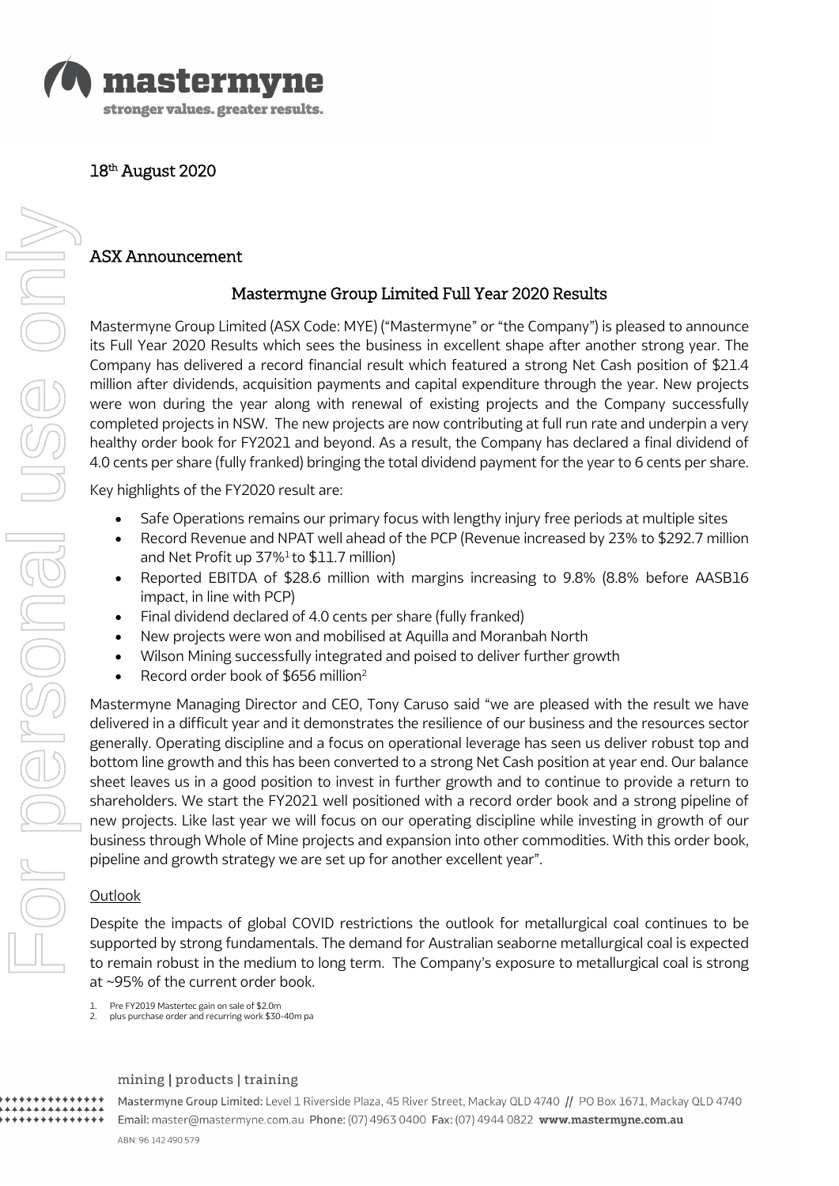18th August 2020

## ASX Announcement

# Mastermyne Group Limited Full Year 2020 Results

Mastermyne Group Limited (ASX Code: MYE) ("Mastermyne" or "the Company") is pleased to announce its Full Year 2020 Results which sees the business in excellent shape after another strong year. The Company has delivered a record financial result which featured a strong Net Cash position of $21.4 million after dividends, acquisition payments and capital expenditure through the year. New projects were won during the year along with renewal of existing projects and the Company successfully completed projects in NSW. The new projects are now contributing at full run rate and underpin a very healthy order book for FY2021 and beyond. As a result, the Company has declared a final dividend of 4.0 cents per share (fully franked) bringing the total dividend payment for the year to 6 cents per share.

Key highlights of the FY2020 result are:

- Safe Operations remains our primary focus with lengthy injury free periods at multiple sites
- Record Revenue and NPAT well ahead of the PCP (Revenue increased by 23% to $292.7 million and Net Profit up 37%[1] to $11.7 million)
- Reported EBITDA of $28.6 million with margins increasing to 9.8% (8.8% before AASB16 impact, in line with PCP)
- Final dividend declared of 4.0 cents per share (fully franked)
- New projects were won and mobilised at Aquilla and Moranbah North
- Wilson Mining successfully integrated and poised to deliver further growth
- Record order book of $656 million[2]

Mastermyne Managing Director and CEO, Tony Caruso said "we are pleased with the result we have delivered in a difficult year and it demonstrates the resilience of our business and the resources sector generally. Operating discipline and a focus on operational leverage has seen us deliver robust top and bottom line growth and this has been converted to a strong Net Cash position at year end. Our balance sheet leaves us in a good position to invest in further growth and to continue to provide a return to shareholders. We start the FY2021 well positioned with a record order book and a strong pipeline of new projects. Like last year we will focus on our operating discipline while investing in growth of our business through Whole of Mine projects and expansion into other commodities. With this order book, pipeline and growth strategy we are set up for another excellent year".

## Outlook

Despite the impacts of global COVID restrictions the outlook for metallurgical coal continues to be supported by strong fundamentals. The demand for Australian seaborne metallurgical coal is expected to remain robust in the medium to long term. The Company's exposure to metallurgical coal is strong at ~95% of the current order book.

1. Pre FY2019 Mastertec gain on sale of $2.0m
2. plus purchase order and recurring work $30-40m pa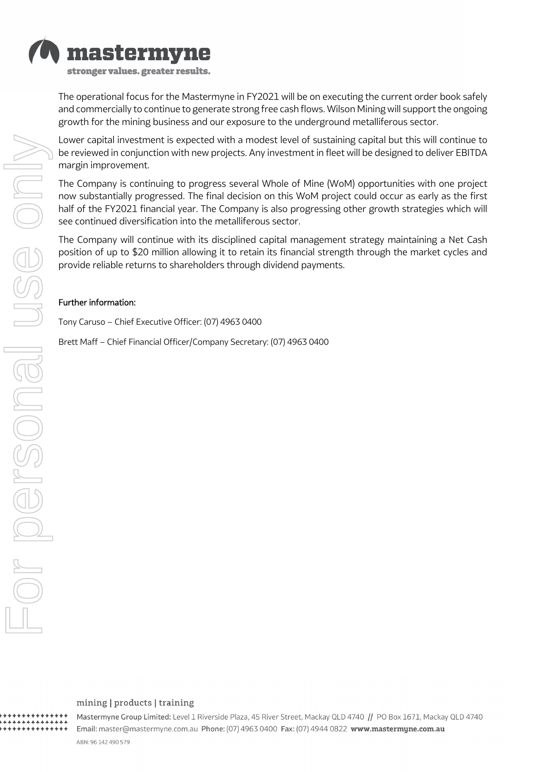The operational focus for the Mastermyne in FY2021 will be on executing the current order book safely and commercially to continue to generate strong free cash flows. Wilson Mining will support the ongoing growth for the mining business and our exposure to the underground metalliferous sector.

Lower capital investment is expected with a modest level of sustaining capital but this will continue to be reviewed in conjunction with new projects. Any investment in fleet will be designed to deliver EBITDA margin improvement.

The Company is continuing to progress several Whole of Mine (WoM) opportunities with one project now substantially progressed. The final decision on this WoM project could occur as early as the first half of the FY2021 financial year. The Company is also progressing other growth strategies which will see continued diversification into the metalliferous sector.

The Company will continue with its disciplined capital management strategy maintaining a Net Cash position of up to $20 million allowing it to retain its financial strength through the market cycles and provide reliable returns to shareholders through dividend payments.

**Further information:**

Tony Caruso – Chief Executive Officer: (07) 4963 0400

Brett Maff – Chief Financial Officer/Company Secretary: (07) 4963 0400